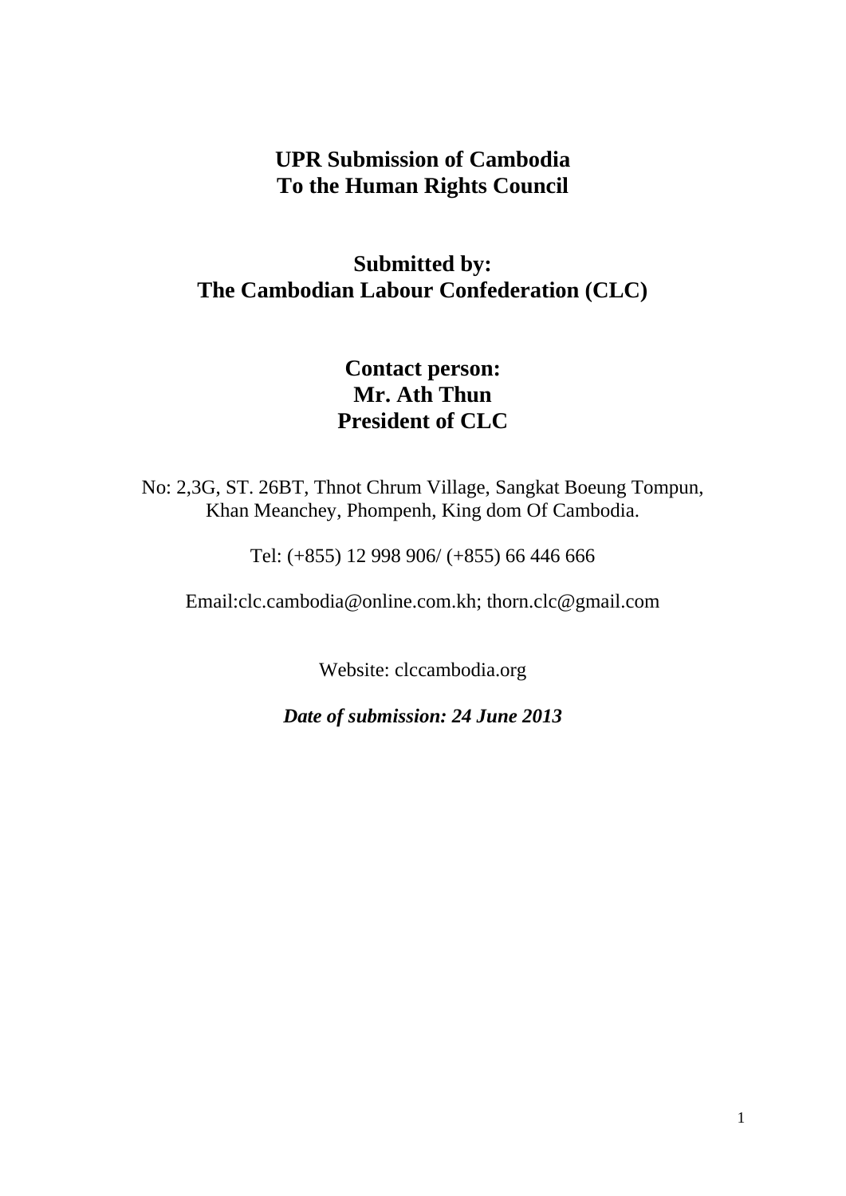# UPR Submission of Cambodia
# To the Human Rights Council

## Submitted by:
## The Cambodian Labour Confederation (CLC)

## Contact person:
## Mr. Ath Thun
## President of CLC

No: 2,3G, ST. 26BT, Thnot Chrum Village, Sangkat Boeung Tompun, Khan Meanchey, Phompenh, King dom Of Cambodia.

Tel: (+855) 12 998 906/ (+855) 66 446 666

Email:clc.cambodia@online.com.kh; thorn.clc@gmail.com

Website: clccambodia.org

***Date of submission: 24 June 2013***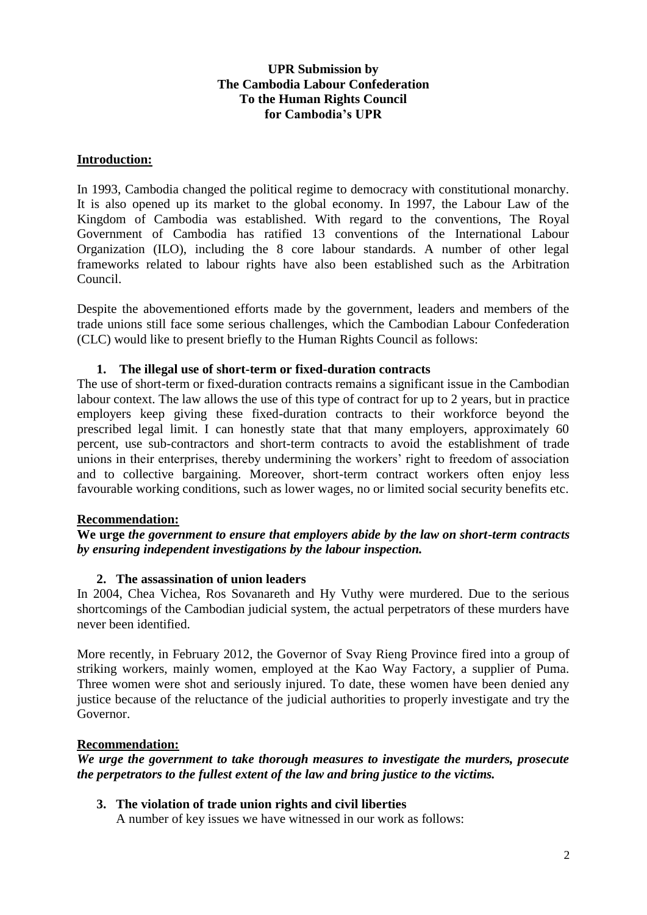**UPR Submission by**
**The Cambodia Labour Confederation**
**To the Human Rights Council**
**for Cambodia's UPR**

## Introduction:

In 1993, Cambodia changed the political regime to democracy with constitutional monarchy. It is also opened up its market to the global economy. In 1997, the Labour Law of the Kingdom of Cambodia was established. With regard to the conventions, The Royal Government of Cambodia has ratified 13 conventions of the International Labour Organization (ILO), including the 8 core labour standards. A number of other legal frameworks related to labour rights have also been established such as the Arbitration Council.

Despite the abovementioned efforts made by the government, leaders and members of the trade unions still face some serious challenges, which the Cambodian Labour Confederation (CLC) would like to present briefly to the Human Rights Council as follows:

### 1. The illegal use of short-term or fixed-duration contracts

The use of short-term or fixed-duration contracts remains a significant issue in the Cambodian labour context. The law allows the use of this type of contract for up to 2 years, but in practice employers keep giving these fixed-duration contracts to their workforce beyond the prescribed legal limit. I can honestly state that that many employers, approximately 60 percent, use sub-contractors and short-term contracts to avoid the establishment of trade unions in their enterprises, thereby undermining the workers' right to freedom of association and to collective bargaining. Moreover, short-term contract workers often enjoy less favourable working conditions, such as lower wages, no or limited social security benefits etc.

**Recommendation:**

**We urge** ***the government to ensure that employers abide by the law on short-term contracts by ensuring independent investigations by the labour inspection.***

### 2. The assassination of union leaders

In 2004, Chea Vichea, Ros Sovanareth and Hy Vuthy were murdered. Due to the serious shortcomings of the Cambodian judicial system, the actual perpetrators of these murders have never been identified.

More recently, in February 2012, the Governor of Svay Rieng Province fired into a group of striking workers, mainly women, employed at the Kao Way Factory, a supplier of Puma. Three women were shot and seriously injured. To date, these women have been denied any justice because of the reluctance of the judicial authorities to properly investigate and try the Governor.

**Recommendation:**

***We urge the government to take thorough measures to investigate the murders, prosecute the perpetrators to the fullest extent of the law and bring justice to the victims.***

### 3. The violation of trade union rights and civil liberties

A number of key issues we have witnessed in our work as follows: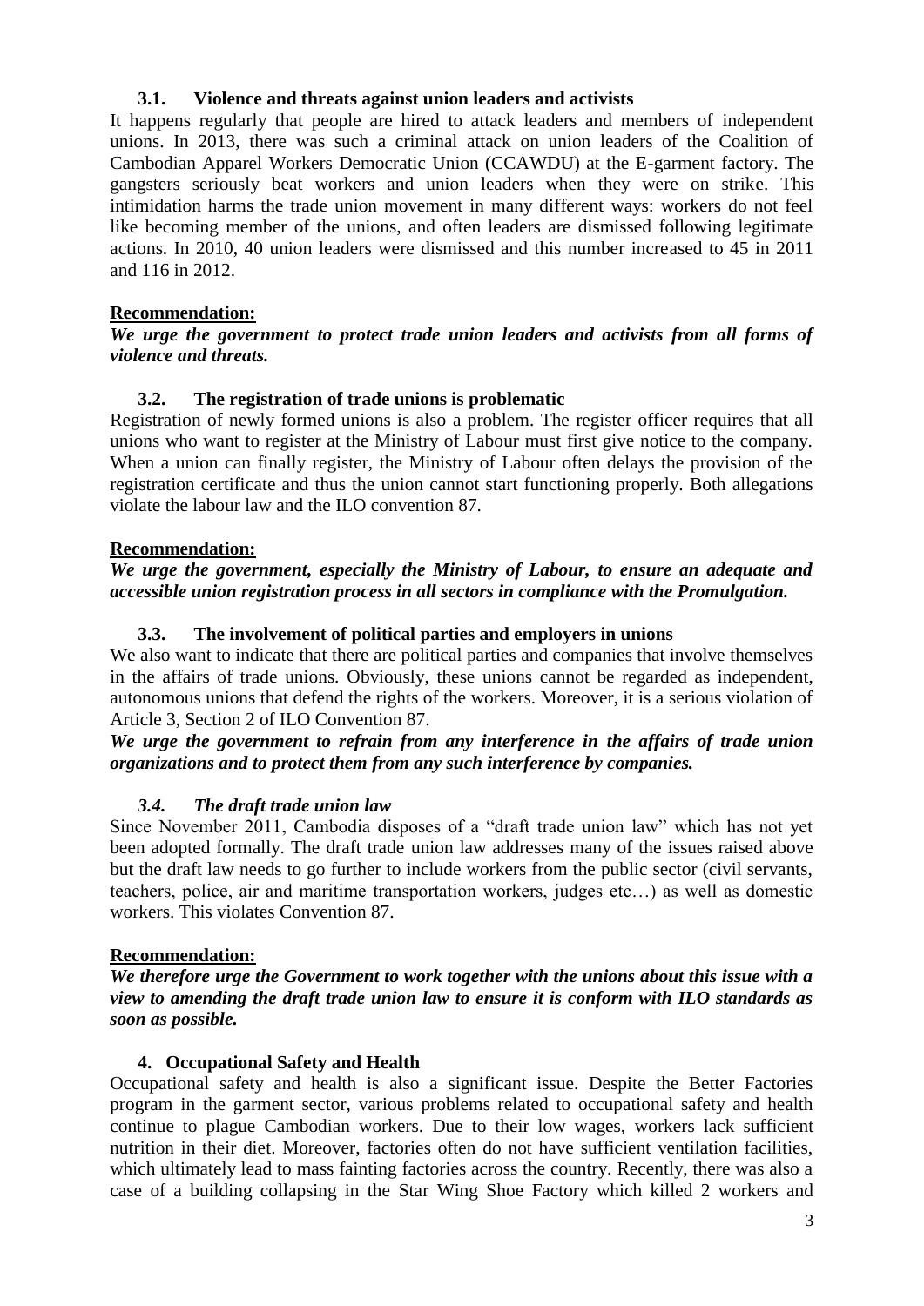### 3.1. Violence and threats against union leaders and activists

It happens regularly that people are hired to attack leaders and members of independent unions. In 2013, there was such a criminal attack on union leaders of the Coalition of Cambodian Apparel Workers Democratic Union (CCAWDU) at the E-garment factory. The gangsters seriously beat workers and union leaders when they were on strike. This intimidation harms the trade union movement in many different ways: workers do not feel like becoming member of the unions, and often leaders are dismissed following legitimate actions. In 2010, 40 union leaders were dismissed and this number increased to 45 in 2011 and 116 in 2012.

**Recommendation:**

***We urge the government to protect trade union leaders and activists from all forms of violence and threats.***

### 3.2. The registration of trade unions is problematic

Registration of newly formed unions is also a problem. The register officer requires that all unions who want to register at the Ministry of Labour must first give notice to the company. When a union can finally register, the Ministry of Labour often delays the provision of the registration certificate and thus the union cannot start functioning properly. Both allegations violate the labour law and the ILO convention 87.

**Recommendation:**

***We urge the government, especially the Ministry of Labour, to ensure an adequate and accessible union registration process in all sectors in compliance with the Promulgation.***

### 3.3. The involvement of political parties and employers in unions

We also want to indicate that there are political parties and companies that involve themselves in the affairs of trade unions. Obviously, these unions cannot be regarded as independent, autonomous unions that defend the rights of the workers. Moreover, it is a serious violation of Article 3, Section 2 of ILO Convention 87.

***We urge the government to refrain from any interference in the affairs of trade union organizations and to protect them from any such interference by companies.***

### *3.4. The draft trade union law*

Since November 2011, Cambodia disposes of a "draft trade union law" which has not yet been adopted formally. The draft trade union law addresses many of the issues raised above but the draft law needs to go further to include workers from the public sector (civil servants, teachers, police, air and maritime transportation workers, judges etc…) as well as domestic workers. This violates Convention 87.

**Recommendation:**

***We therefore urge the Government to work together with the unions about this issue with a view to amending the draft trade union law to ensure it is conform with ILO standards as soon as possible.***

## 4. Occupational Safety and Health

Occupational safety and health is also a significant issue. Despite the Better Factories program in the garment sector, various problems related to occupational safety and health continue to plague Cambodian workers. Due to their low wages, workers lack sufficient nutrition in their diet. Moreover, factories often do not have sufficient ventilation facilities, which ultimately lead to mass fainting factories across the country. Recently, there was also a case of a building collapsing in the Star Wing Shoe Factory which killed 2 workers and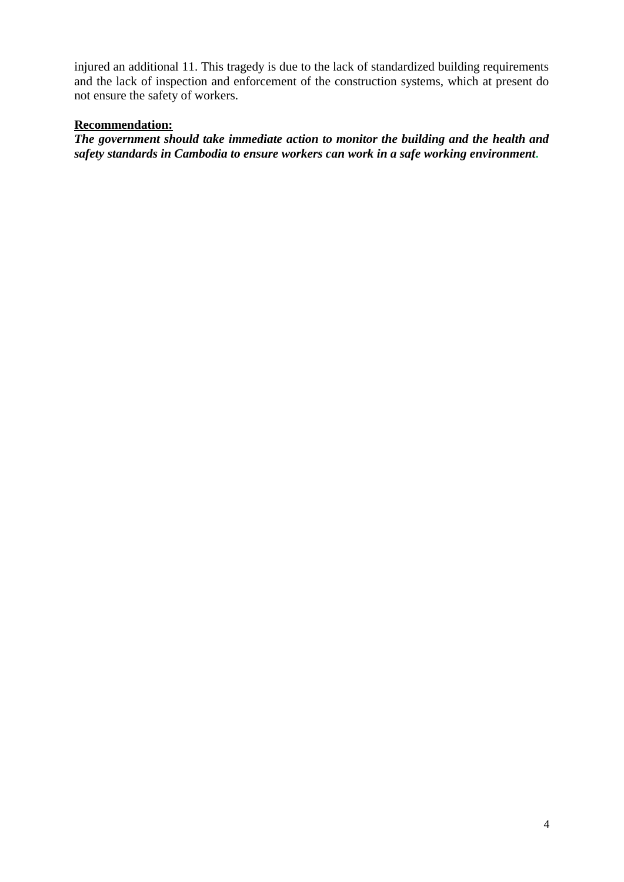injured an additional 11. This tragedy is due to the lack of standardized building requirements and the lack of inspection and enforcement of the construction systems, which at present do not ensure the safety of workers.

**Recommendation:**

***The government should take immediate action to monitor the building and the health and safety standards in Cambodia to ensure workers can work in a safe working environment.***